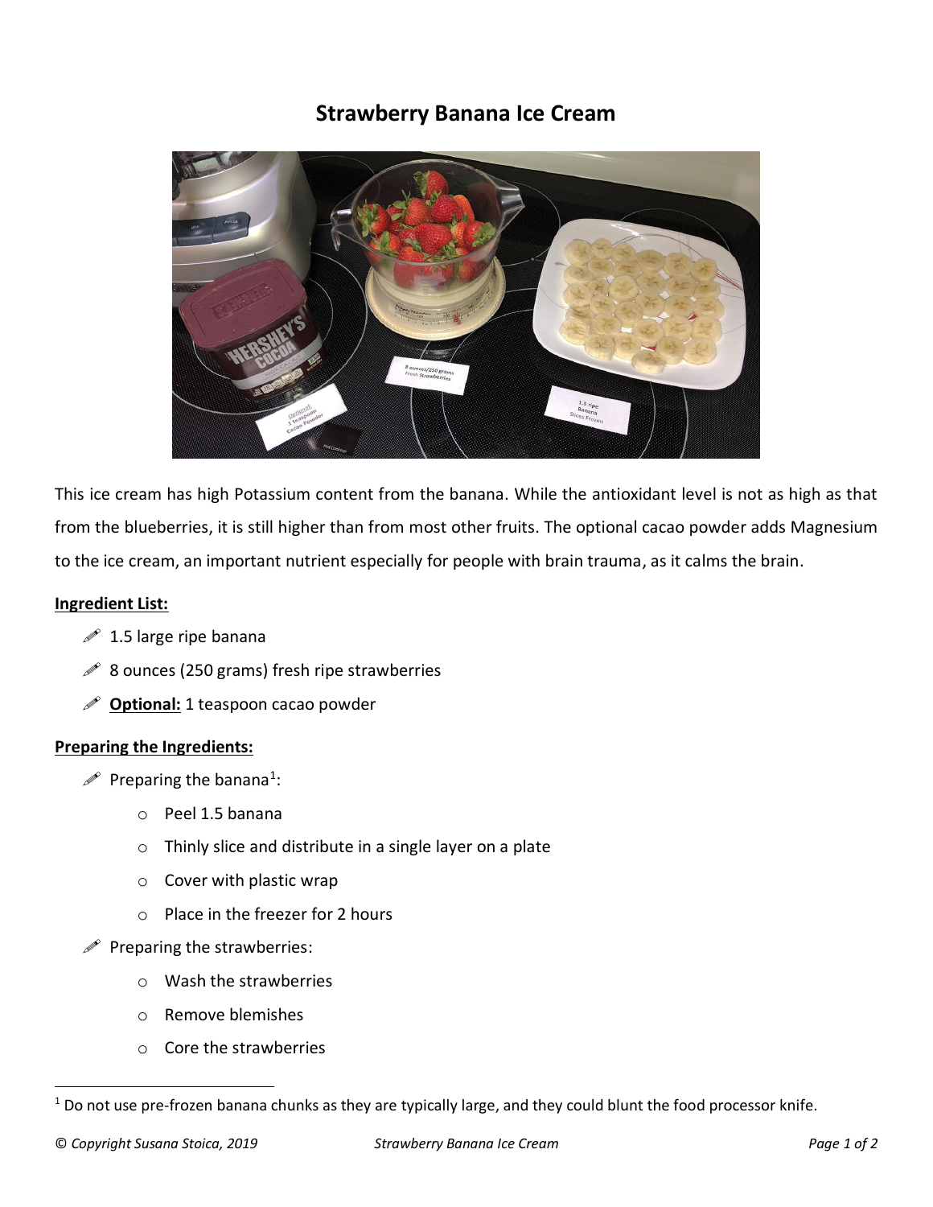# Strawberry Banana Ice Cream

This ice cream has high Potassium content from the banana. While the antioxidant level is not as high as that from the blueberries, it is still higher than from most other fruits. The optional cacao powder adds Magnesium to the ice cream, an important nutrient especially for people with brain trauma, as it calms the brain.

**Ingredient List:**

- 1.5 large ripe banana
- 8 ounces (250 grams) fresh ripe strawberries
- **Optional:** 1 teaspoon cacao powder

**Preparing the Ingredients:**

- Preparing the banana[1]:
    - Peel 1.5 banana
    - Thinly slice and distribute in a single layer on a plate
    - Cover with plastic wrap
    - Place in the freezer for 2 hours
- Preparing the strawberries:
    - Wash the strawberries
    - Remove blemishes
    - Core the strawberries

[1] Do not use pre-frozen banana chunks as they are typically large, and they could blunt the food processor knife.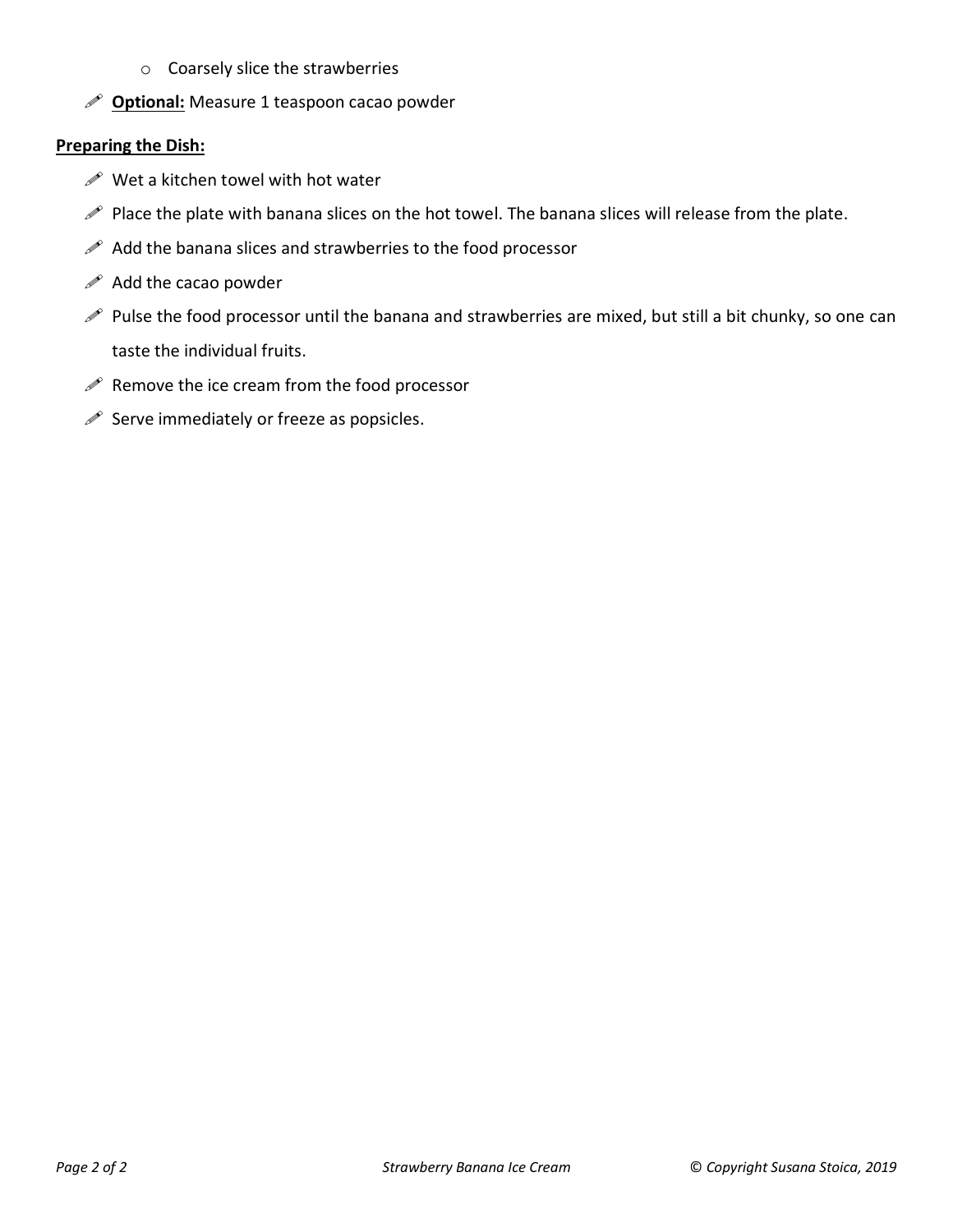- Coarsely slice the strawberries

- ✏ **Optional:** Measure 1 teaspoon cacao powder

**Preparing the Dish:**

- ✏ Wet a kitchen towel with hot water
- ✏ Place the plate with banana slices on the hot towel. The banana slices will release from the plate.
- ✏ Add the banana slices and strawberries to the food processor
- ✏ Add the cacao powder
- ✏ Pulse the food processor until the banana and strawberries are mixed, but still a bit chunky, so one can taste the individual fruits.
- ✏ Remove the ice cream from the food processor
- ✏ Serve immediately or freeze as popsicles.